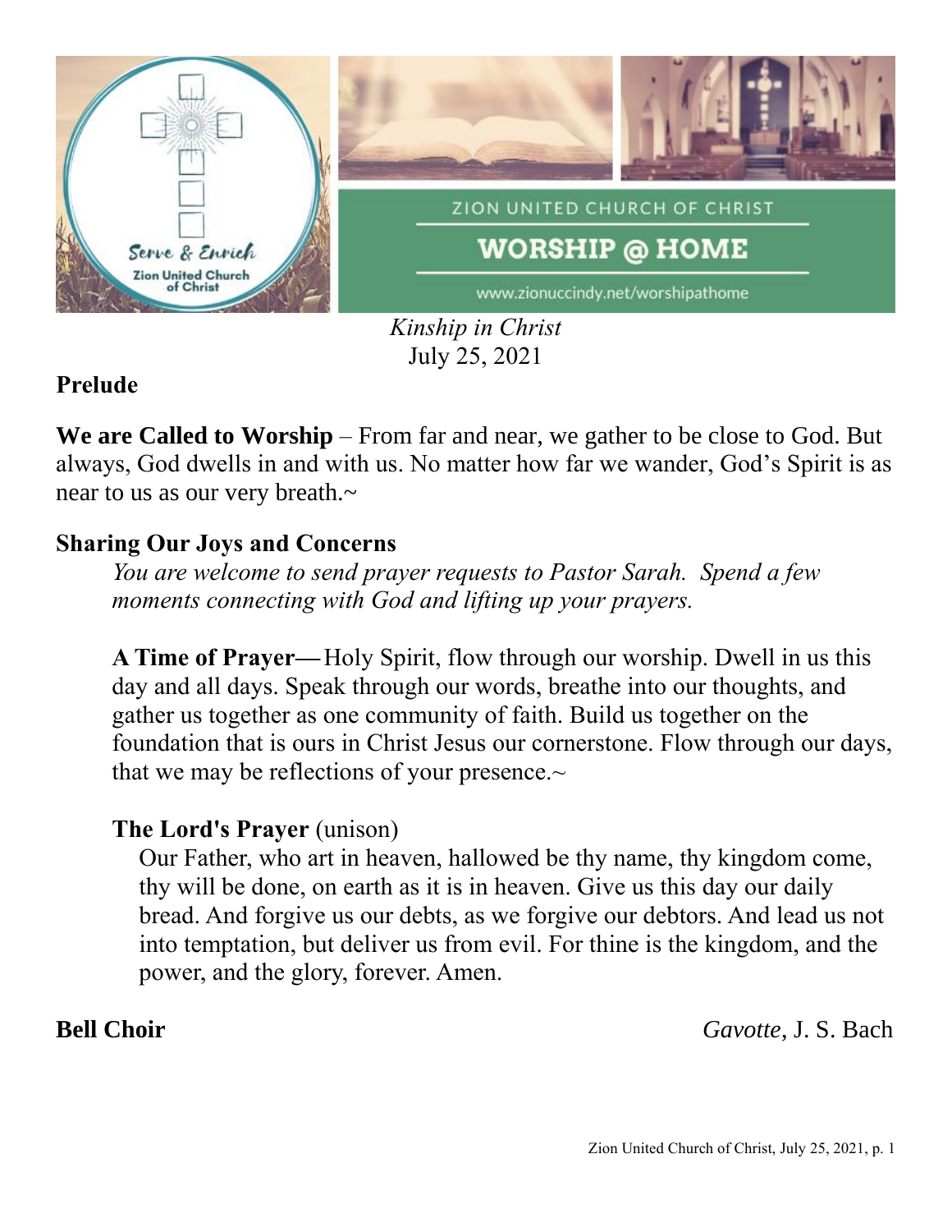ZION UNITED CHURCH OF CHRIST

WORSHIP @ HOME

www.zionuccindy.net/worshipathome

*Kinship in Christ*
July 25, 2021

**Prelude**

**We are Called to Worship** – From far and near, we gather to be close to God. But always, God dwells in and with us. No matter how far we wander, God's Spirit is as near to us as our very breath.~

**Sharing Our Joys and Concerns**

*You are welcome to send prayer requests to Pastor Sarah. Spend a few moments connecting with God and lifting up your prayers.*

**A Time of Prayer—** Holy Spirit, flow through our worship. Dwell in us this day and all days. Speak through our words, breathe into our thoughts, and gather us together as one community of faith. Build us together on the foundation that is ours in Christ Jesus our cornerstone. Flow through our days, that we may be reflections of your presence.~

**The Lord's Prayer** (unison)

Our Father, who art in heaven, hallowed be thy name, thy kingdom come, thy will be done, on earth as it is in heaven. Give us this day our daily bread. And forgive us our debts, as we forgive our debtors. And lead us not into temptation, but deliver us from evil. For thine is the kingdom, and the power, and the glory, forever. Amen.

**Bell Choir** *Gavotte*, J. S. Bach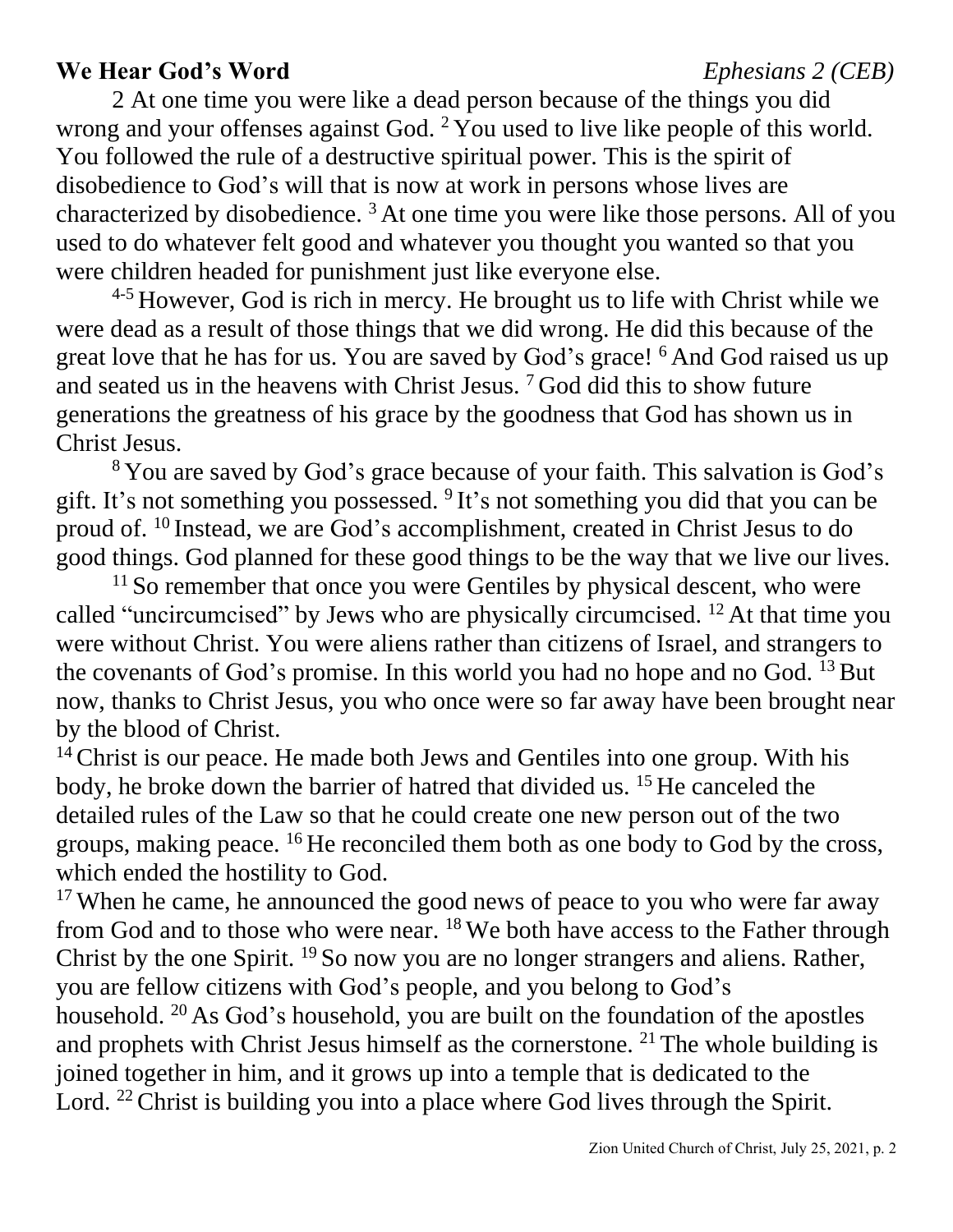**We Hear God's Word** *Ephesians 2 (CEB)*

2 At one time you were like a dead person because of the things you did wrong and your offenses against God. [2] You used to live like people of this world. You followed the rule of a destructive spiritual power. This is the spirit of disobedience to God's will that is now at work in persons whose lives are characterized by disobedience. [3] At one time you were like those persons. All of you used to do whatever felt good and whatever you thought you wanted so that you were children headed for punishment just like everyone else.

[4-5] However, God is rich in mercy. He brought us to life with Christ while we were dead as a result of those things that we did wrong. He did this because of the great love that he has for us. You are saved by God's grace! [6] And God raised us up and seated us in the heavens with Christ Jesus. [7] God did this to show future generations the greatness of his grace by the goodness that God has shown us in Christ Jesus.

[8] You are saved by God's grace because of your faith. This salvation is God's gift. It's not something you possessed. [9] It's not something you did that you can be proud of. [10] Instead, we are God's accomplishment, created in Christ Jesus to do good things. God planned for these good things to be the way that we live our lives.

[11] So remember that once you were Gentiles by physical descent, who were called "uncircumcised" by Jews who are physically circumcised. [12] At that time you were without Christ. You were aliens rather than citizens of Israel, and strangers to the covenants of God's promise. In this world you had no hope and no God. [13] But now, thanks to Christ Jesus, you who once were so far away have been brought near by the blood of Christ.

[14] Christ is our peace. He made both Jews and Gentiles into one group. With his body, he broke down the barrier of hatred that divided us. [15] He canceled the detailed rules of the Law so that he could create one new person out of the two groups, making peace. [16] He reconciled them both as one body to God by the cross, which ended the hostility to God.

[17] When he came, he announced the good news of peace to you who were far away from God and to those who were near. [18] We both have access to the Father through Christ by the one Spirit. [19] So now you are no longer strangers and aliens. Rather, you are fellow citizens with God's people, and you belong to God's household. [20] As God's household, you are built on the foundation of the apostles and prophets with Christ Jesus himself as the cornerstone. [21] The whole building is joined together in him, and it grows up into a temple that is dedicated to the Lord. [22] Christ is building you into a place where God lives through the Spirit.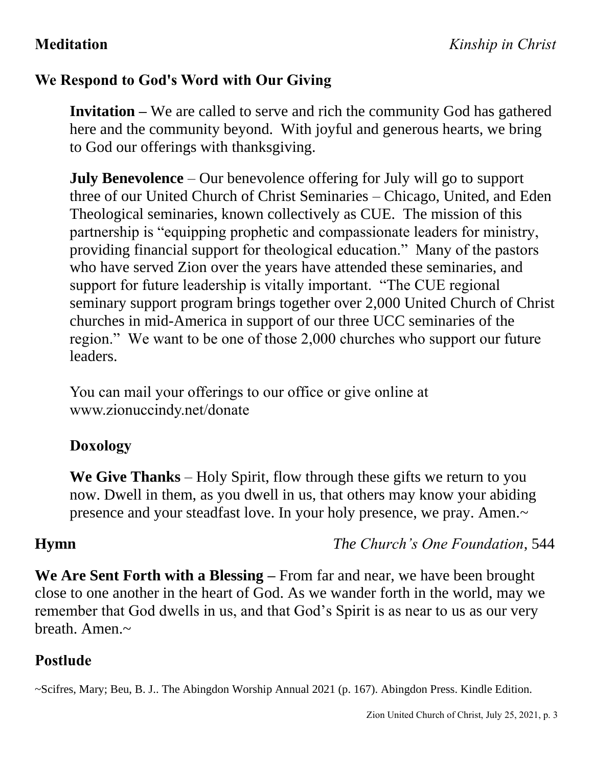**Meditation** *Kinship in Christ*

**We Respond to God's Word with Our Giving**

**Invitation –** We are called to serve and rich the community God has gathered here and the community beyond. With joyful and generous hearts, we bring to God our offerings with thanksgiving.

**July Benevolence** – Our benevolence offering for July will go to support three of our United Church of Christ Seminaries – Chicago, United, and Eden Theological seminaries, known collectively as CUE. The mission of this partnership is "equipping prophetic and compassionate leaders for ministry, providing financial support for theological education." Many of the pastors who have served Zion over the years have attended these seminaries, and support for future leadership is vitally important. "The CUE regional seminary support program brings together over 2,000 United Church of Christ churches in mid-America in support of our three UCC seminaries of the region." We want to be one of those 2,000 churches who support our future leaders.

You can mail your offerings to our office or give online at www.zionuccindy.net/donate

**Doxology**

**We Give Thanks** – Holy Spirit, flow through these gifts we return to you now. Dwell in them, as you dwell in us, that others may know your abiding presence and your steadfast love. In your holy presence, we pray. Amen.~

**Hymn** *The Church's One Foundation*, 544

**We Are Sent Forth with a Blessing –** From far and near, we have been brought close to one another in the heart of God. As we wander forth in the world, may we remember that God dwells in us, and that God's Spirit is as near to us as our very breath. Amen.~

**Postlude**

~Scifres, Mary; Beu, B. J.. The Abingdon Worship Annual 2021 (p. 167). Abingdon Press. Kindle Edition.